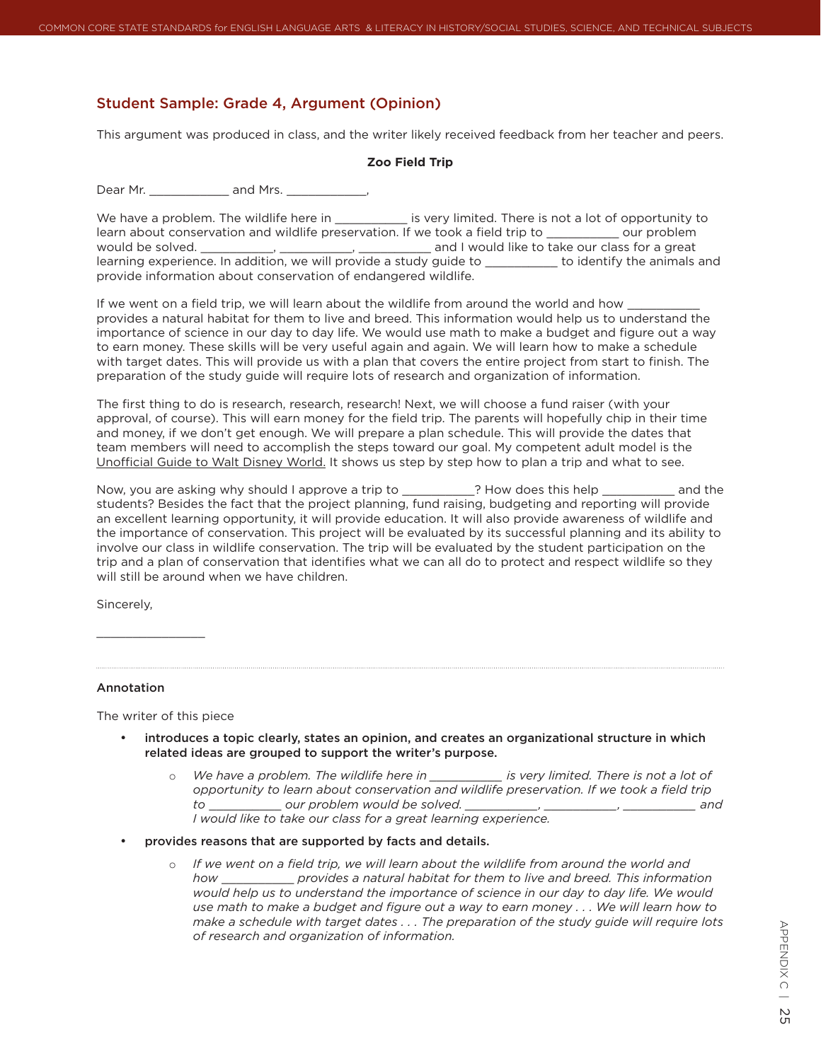## Student Sample: Grade 4, Argument (Opinion)

This argument was produced in class, and the writer likely received feedback from her teacher and peers.

**Zoo Field Trip**

Dear Mr. ____________ and Mrs. ____________,

We have a problem. The wildlife here in ___________ is very limited. There is not a lot of opportunity to learn about conservation and wildlife preservation. If we took a field trip to ___________ our problem would be solved. ___________, ___________, ___________ and I would like to take our class for a great learning experience. In addition, we will provide a study guide to ___________ to identify the animals and provide information about conservation of endangered wildlife.

If we went on a field trip, we will learn about the wildlife from around the world and how ___________ provides a natural habitat for them to live and breed. This information would help us to understand the importance of science in our day to day life. We would use math to make a budget and figure out a way to earn money. These skills will be very useful again and again. We will learn how to make a schedule with target dates. This will provide us with a plan that covers the entire project from start to finish. The preparation of the study guide will require lots of research and organization of information.

The first thing to do is research, research, research! Next, we will choose a fund raiser (with your approval, of course). This will earn money for the field trip. The parents will hopefully chip in their time and money, if we don't get enough. We will prepare a plan schedule. This will provide the dates that team members will need to accomplish the steps toward our goal. My competent adult model is the <u>Unofficial Guide to Walt Disney World.</u> It shows us step by step how to plan a trip and what to see.

Now, you are asking why should I approve a trip to ___________? How does this help ___________ and the students? Besides the fact that the project planning, fund raising, budgeting and reporting will provide an excellent learning opportunity, it will provide education. It will also provide awareness of wildlife and the importance of conservation. This project will be evaluated by its successful planning and its ability to involve our class in wildlife conservation. The trip will be evaluated by the student participation on the trip and a plan of conservation that identifies what we can all do to protect and respect wildlife so they will still be around when we have children.

Sincerely,

________________

---

### Annotation

The writer of this piece

- **introduces a topic clearly, states an opinion, and creates an organizational structure in which related ideas are grouped to support the writer's purpose.**
  - *We have a problem. The wildlife here in ___________ is very limited. There is not a lot of opportunity to learn about conservation and wildlife preservation. If we took a field trip to ___________ our problem would be solved. ___________, ___________, ___________ and I would like to take our class for a great learning experience.*
- **provides reasons that are supported by facts and details.**
  - *If we went on a field trip, we will learn about the wildlife from around the world and how ___________ provides a natural habitat for them to live and breed. This information would help us to understand the importance of science in our day to day life. We would use math to make a budget and figure out a way to earn money . . . We will learn how to make a schedule with target dates . . . The preparation of the study guide will require lots of research and organization of information.*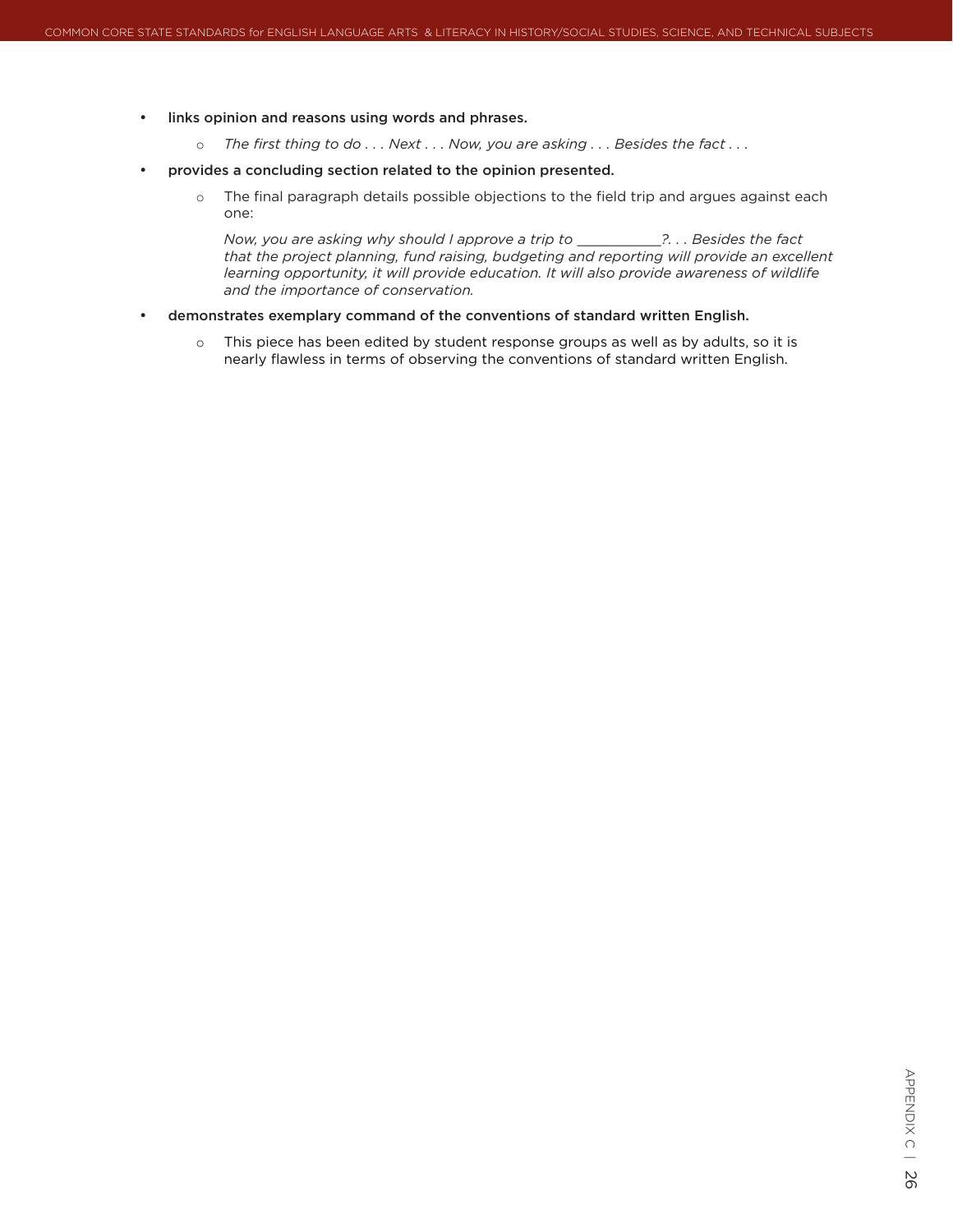- **links opinion and reasons using words and phrases.**
    - *The first thing to do . . . Next . . . Now, you are asking . . . Besides the fact . . .*
- **provides a concluding section related to the opinion presented.**
    - The final paragraph details possible objections to the field trip and argues against each one:

      *Now, you are asking why should I approve a trip to ___________?. . . Besides the fact that the project planning, fund raising, budgeting and reporting will provide an excellent learning opportunity, it will provide education. It will also provide awareness of wildlife and the importance of conservation.*
- **demonstrates exemplary command of the conventions of standard written English.**
    - This piece has been edited by student response groups as well as by adults, so it is nearly flawless in terms of observing the conventions of standard written English.